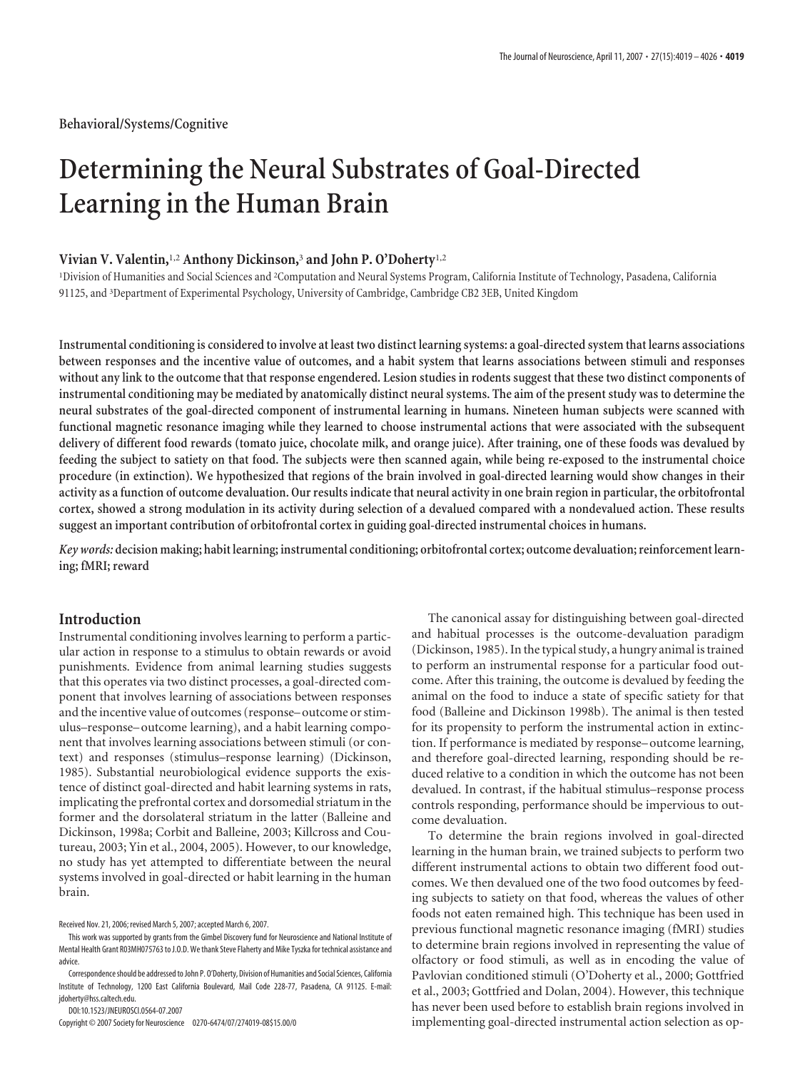Behavioral/Systems/Cognitive

# Determining the Neural Substrates of Goal-Directed Learning in the Human Brain

**Vivian V. Valentin,[1,2] Anthony Dickinson,[3] and John P. O'Doherty[1,2]**

[1]Division of Humanities and Social Sciences and [2]Computation and Neural Systems Program, California Institute of Technology, Pasadena, California 91125, and [3]Department of Experimental Psychology, University of Cambridge, Cambridge CB2 3EB, United Kingdom

**Instrumental conditioning is considered to involve at least two distinct learning systems: a goal-directed system that learns associations between responses and the incentive value of outcomes, and a habit system that learns associations between stimuli and responses without any link to the outcome that that response engendered. Lesion studies in rodents suggest that these two distinct components of instrumental conditioning may be mediated by anatomically distinct neural systems. The aim of the present study was to determine the neural substrates of the goal-directed component of instrumental learning in humans. Nineteen human subjects were scanned with functional magnetic resonance imaging while they learned to choose instrumental actions that were associated with the subsequent delivery of different food rewards (tomato juice, chocolate milk, and orange juice). After training, one of these foods was devalued by feeding the subject to satiety on that food. The subjects were then scanned again, while being re-exposed to the instrumental choice procedure (in extinction). We hypothesized that regions of the brain involved in goal-directed learning would show changes in their activity as a function of outcome devaluation. Our results indicate that neural activity in one brain region in particular, the orbitofrontal cortex, showed a strong modulation in its activity during selection of a devalued compared with a nondevalued action. These results suggest an important contribution of orbitofrontal cortex in guiding goal-directed instrumental choices in humans.**

***Key words:*** **decision making; habit learning; instrumental conditioning; orbitofrontal cortex; outcome devaluation; reinforcement learning; fMRI; reward**

## Introduction

Instrumental conditioning involves learning to perform a particular action in response to a stimulus to obtain rewards or avoid punishments. Evidence from animal learning studies suggests that this operates via two distinct processes, a goal-directed component that involves learning of associations between responses and the incentive value of outcomes (response–outcome or stimulus–response–outcome learning), and a habit learning component that involves learning associations between stimuli (or context) and responses (stimulus–response learning) (Dickinson, 1985). Substantial neurobiological evidence supports the existence of distinct goal-directed and habit learning systems in rats, implicating the prefrontal cortex and dorsomedial striatum in the former and the dorsolateral striatum in the latter (Balleine and Dickinson, 1998a; Corbit and Balleine, 2003; Killcross and Coutureau, 2003; Yin et al., 2004, 2005). However, to our knowledge, no study has yet attempted to differentiate between the neural systems involved in goal-directed or habit learning in the human brain.

Received Nov. 21, 2006; revised March 5, 2007; accepted March 6, 2007.

This work was supported by grants from the Gimbel Discovery fund for Neuroscience and National Institute of Mental Health Grant R03MH075763 to J.O.D. We thank Steve Flaherty and Mike Tyszka for technical assistance and advice.

Correspondence should be addressed to John P. O'Doherty, Division of Humanities and Social Sciences, California Institute of Technology, 1200 East California Boulevard, Mail Code 228-77, Pasadena, CA 91125. E-mail: jdoherty@hss.caltech.edu.

DOI:10.1523/JNEUROSCI.0564-07.2007

Copyright © 2007 Society for Neuroscience 0270-6474/07/274019-08$15.00/0

The canonical assay for distinguishing between goal-directed and habitual processes is the outcome-devaluation paradigm (Dickinson, 1985). In the typical study, a hungry animal is trained to perform an instrumental response for a particular food outcome. After this training, the outcome is devalued by feeding the animal on the food to induce a state of specific satiety for that food (Balleine and Dickinson 1998b). The animal is then tested for its propensity to perform the instrumental action in extinction. If performance is mediated by response–outcome learning, and therefore goal-directed learning, responding should be reduced relative to a condition in which the outcome has not been devalued. In contrast, if the habitual stimulus–response process controls responding, performance should be impervious to outcome devaluation.

To determine the brain regions involved in goal-directed learning in the human brain, we trained subjects to perform two different instrumental actions to obtain two different food outcomes. We then devalued one of the two food outcomes by feeding subjects to satiety on that food, whereas the values of other foods not eaten remained high. This technique has been used in previous functional magnetic resonance imaging (fMRI) studies to determine brain regions involved in representing the value of olfactory or food stimuli, as well as in encoding the value of Pavlovian conditioned stimuli (O'Doherty et al., 2000; Gottfried et al., 2003; Gottfried and Dolan, 2004). However, this technique has never been used before to establish brain regions involved in implementing goal-directed instrumental action selection as op-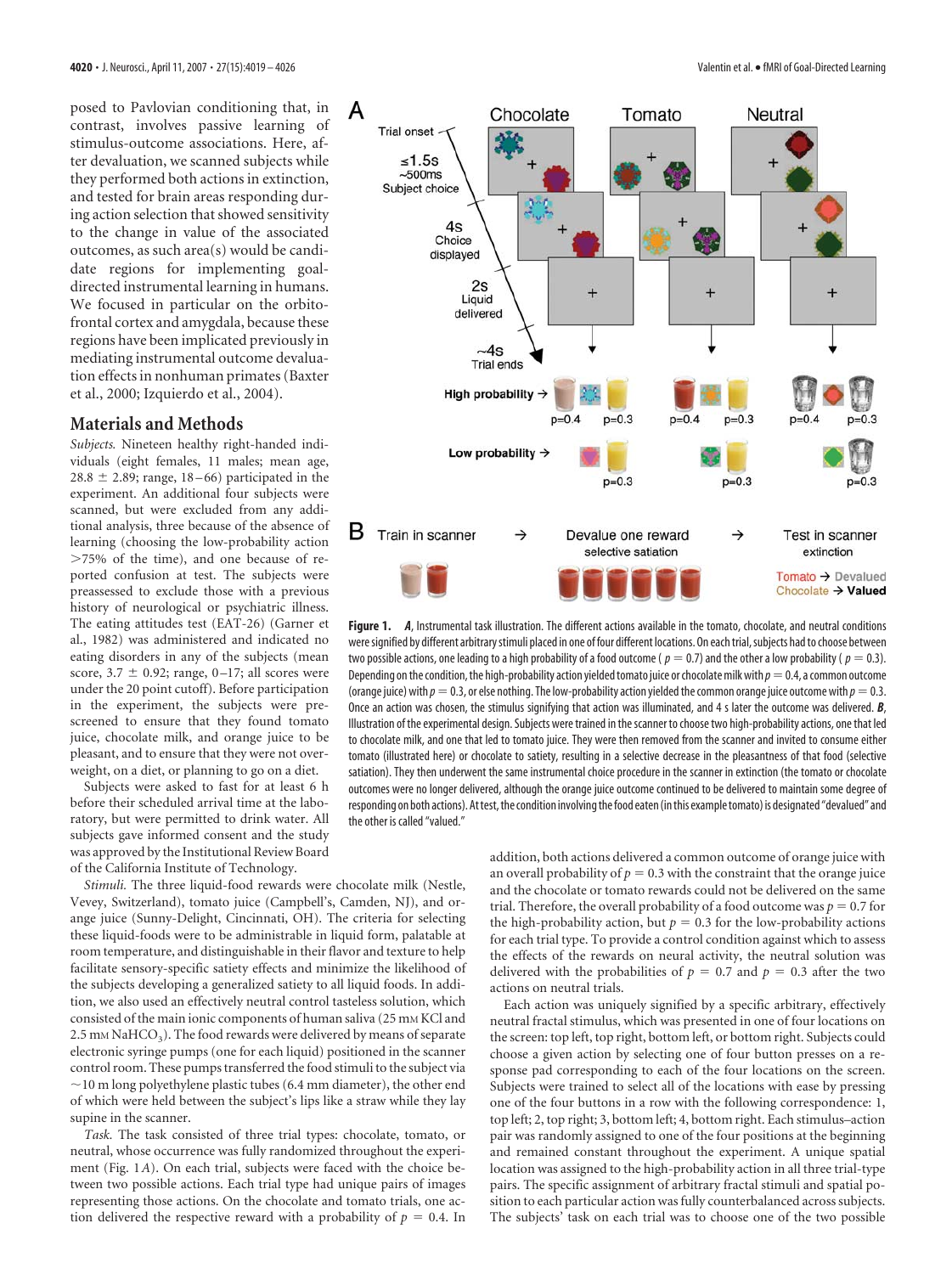posed to Pavlovian conditioning that, in contrast, involves passive learning of stimulus-outcome associations. Here, after devaluation, we scanned subjects while they performed both actions in extinction, and tested for brain areas responding during action selection that showed sensitivity to the change in value of the associated outcomes, as such area(s) would be candidate regions for implementing goal-directed instrumental learning in humans. We focused in particular on the orbitofrontal cortex and amygdala, because these regions have been implicated previously in mediating instrumental outcome devaluation effects in nonhuman primates (Baxter et al., 2000; Izquierdo et al., 2004).

## Materials and Methods

*Subjects.* Nineteen healthy right-handed individuals (eight females, 11 males; mean age, 28.8 ± 2.89; range, 18–66) participated in the experiment. An additional four subjects were scanned, but were excluded from any additional analysis, three because of the absence of learning (choosing the low-probability action >75% of the time), and one because of reported confusion at test. The subjects were preassessed to exclude those with a previous history of neurological or psychiatric illness. The eating attitudes test (EAT-26) (Garner et al., 1982) was administered and indicated no eating disorders in any of the subjects (mean score, 3.7 ± 0.92; range, 0–17; all scores were under the 20 point cutoff). Before participation in the experiment, the subjects were prescreened to ensure that they found tomato juice, chocolate milk, and orange juice to be pleasant, and to ensure that they were not overweight, on a diet, or planning to go on a diet.

Subjects were asked to fast for at least 6 h before their scheduled arrival time at the laboratory, but were permitted to drink water. All subjects gave informed consent and the study was approved by the Institutional Review Board of the California Institute of Technology.

*Stimuli.* The three liquid-food rewards were chocolate milk (Nestle, Vevey, Switzerland), tomato juice (Campbell's, Camden, NJ), and orange juice (Sunny-Delight, Cincinnati, OH). The criteria for selecting these liquid-foods were to be administrable in liquid form, palatable at room temperature, and distinguishable in their flavor and texture to help facilitate sensory-specific satiety effects and minimize the likelihood of the subjects developing a generalized satiety to all liquid foods. In addition, we also used an effectively neutral control tasteless solution, which consisted of the main ionic components of human saliva (25 mM KCl and 2.5 mM $NaHCO_3$). The food rewards were delivered by means of separate electronic syringe pumps (one for each liquid) positioned in the scanner control room. These pumps transferred the food stimuli to the subject via ~10 m long polyethylene plastic tubes (6.4 mm diameter), the other end of which were held between the subject's lips like a straw while they lay supine in the scanner.

*Task.* The task consisted of three trial types: chocolate, tomato, or neutral, whose occurrence was fully randomized throughout the experiment (Fig. 1*A*). On each trial, subjects were faced with the choice between two possible actions. Each trial type had unique pairs of images representing those actions. On the chocolate and tomato trials, one action delivered the respective reward with a probability of $p = 0.4$. In addition, both actions delivered a common outcome of orange juice with an overall probability of $p = 0.3$ with the constraint that the orange juice and the chocolate or tomato rewards could not be delivered on the same trial. Therefore, the overall probability of a food outcome was $p = 0.7$ for the high-probability action, but $p = 0.3$ for the low-probability actions for each trial type. To provide a control condition against which to assess the effects of the rewards on neural activity, the neutral solution was delivered with the probabilities of $p = 0.7$ and $p = 0.3$ after the two actions on neutral trials.

Each action was uniquely signified by a specific arbitrary, effectively neutral fractal stimulus, which was presented in one of four locations on the screen: top left, top right, bottom left, or bottom right. Subjects could choose a given action by selecting one of four button presses on a response pad corresponding to each of the four locations on the screen. Subjects were trained to select all of the locations with ease by pressing one of the four buttons in a row with the following correspondence: 1, top left; 2, top right; 3, bottom left; 4, bottom right. Each stimulus–action pair was randomly assigned to one of the four positions at the beginning and remained constant throughout the experiment. A unique spatial location was assigned to the high-probability action in all three trial-type pairs. The specific assignment of arbitrary fractal stimuli and spatial position to each particular action was fully counterbalanced across subjects. The subjects' task on each trial was to choose one of the two possible

**Figure 1.** ***A***, Instrumental task illustration. The different actions available in the tomato, chocolate, and neutral conditions were signified by different arbitrary stimuli placed in one of four different locations. On each trial, subjects had to choose between two possible actions, one leading to a high probability of a food outcome ( $p = 0.7$) and the other a low probability ( $p = 0.3$). Depending on the condition, the high-probability action yielded tomato juice or chocolate milk with $p = 0.4$, a common outcome (orange juice) with $p = 0.3$, or else nothing. The low-probability action yielded the common orange juice outcome with $p = 0.3$. Once an action was chosen, the stimulus signifying that action was illuminated, and 4 s later the outcome was delivered. ***B***, Illustration of the experimental design. Subjects were trained in the scanner to choose two high-probability actions, one that led to chocolate milk, and one that led to tomato juice. They were then removed from the scanner and invited to consume either tomato (illustrated here) or chocolate to satiety, resulting in a selective decrease in the pleasantness of that food (selective satiation). They then underwent the same instrumental choice procedure in the scanner in extinction (the tomato or chocolate outcomes were no longer delivered, although the orange juice outcome continued to be delivered to maintain some degree of responding on both actions). At test, the condition involving the food eaten (in this example tomato) is designated "devalued" and the other is called "valued."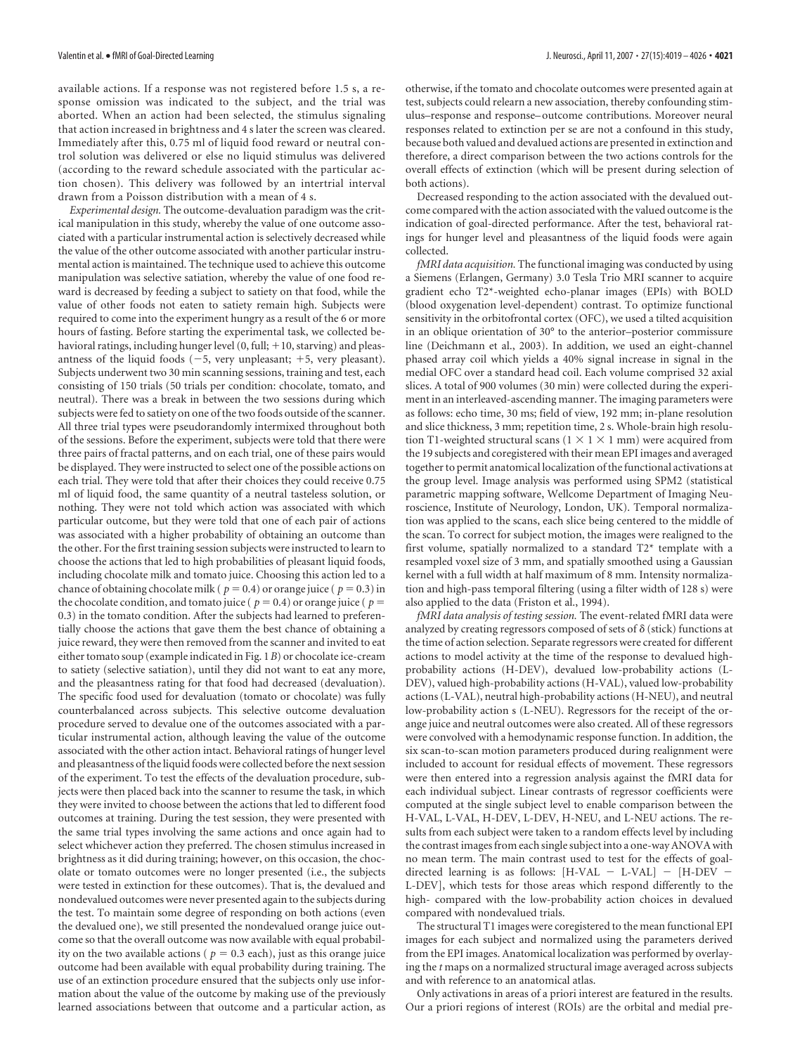available actions. If a response was not registered before 1.5 s, a response omission was indicated to the subject, and the trial was aborted. When an action had been selected, the stimulus signaling that action increased in brightness and 4 s later the screen was cleared. Immediately after this, 0.75 ml of liquid food reward or neutral control solution was delivered or else no liquid stimulus was delivered (according to the reward schedule associated with the particular action chosen). This delivery was followed by an intertrial interval drawn from a Poisson distribution with a mean of 4 s.

*Experimental design.* The outcome-devaluation paradigm was the critical manipulation in this study, whereby the value of one outcome associated with a particular instrumental action is selectively decreased while the value of the other outcome associated with another particular instrumental action is maintained. The technique used to achieve this outcome manipulation was selective satiation, whereby the value of one food reward is decreased by feeding a subject to satiety on that food, while the value of other foods not eaten to satiety remain high. Subjects were required to come into the experiment hungry as a result of the 6 or more hours of fasting. Before starting the experimental task, we collected behavioral ratings, including hunger level (0, full; +10, starving) and pleasantness of the liquid foods (−5, very unpleasant; +5, very pleasant). Subjects underwent two 30 min scanning sessions, training and test, each consisting of 150 trials (50 trials per condition: chocolate, tomato, and neutral). There was a break in between the two sessions during which subjects were fed to satiety on one of the two foods outside of the scanner. All three trial types were pseudorandomly intermixed throughout both of the sessions. Before the experiment, subjects were told that there were three pairs of fractal patterns, and on each trial, one of these pairs would be displayed. They were instructed to select one of the possible actions on each trial. They were told that after their choices they could receive 0.75 ml of liquid food, the same quantity of a neutral tasteless solution, or nothing. They were not told which action was associated with which particular outcome, but they were told that one of each pair of actions was associated with a higher probability of obtaining an outcome than the other. For the first training session subjects were instructed to learn to choose the actions that led to high probabilities of pleasant liquid foods, including chocolate milk and tomato juice. Choosing this action led to a chance of obtaining chocolate milk ($p = 0.4$) or orange juice ($p = 0.3$) in the chocolate condition, and tomato juice ($p = 0.4$) or orange juice ($p = 0.3$) in the tomato condition. After the subjects had learned to preferentially choose the actions that gave them the best chance of obtaining a juice reward, they were then removed from the scanner and invited to eat either tomato soup (example indicated in Fig. 1*B*) or chocolate ice-cream to satiety (selective satiation), until they did not want to eat any more, and the pleasantness rating for that food had decreased (devaluation). The specific food used for devaluation (tomato or chocolate) was fully counterbalanced across subjects. This selective outcome devaluation procedure served to devalue one of the outcomes associated with a particular instrumental action, although leaving the value of the outcome associated with the other action intact. Behavioral ratings of hunger level and pleasantness of the liquid foods were collected before the next session of the experiment. To test the effects of the devaluation procedure, subjects were then placed back into the scanner to resume the task, in which they were invited to choose between the actions that led to different food outcomes at training. During the test session, they were presented with the same trial types involving the same actions and once again had to select whichever action they preferred. The chosen stimulus increased in brightness as it did during training; however, on this occasion, the chocolate or tomato outcomes were no longer presented (i.e., the subjects were tested in extinction for these outcomes). That is, the devalued and nondevalued outcomes were never presented again to the subjects during the test. To maintain some degree of responding on both actions (even the devalued one), we still presented the nondevalued orange juice outcome so that the overall outcome was now available with equal probability on the two available actions ($p = 0.3$ each), just as this orange juice outcome had been available with equal probability during training. The use of an extinction procedure ensured that the subjects only use information about the value of the outcome by making use of the previously learned associations between that outcome and a particular action, as otherwise, if the tomato and chocolate outcomes were presented again at test, subjects could relearn a new association, thereby confounding stimulus–response and response–outcome contributions. Moreover neural responses related to extinction per se are not a confound in this study, because both valued and devalued actions are presented in extinction and therefore, a direct comparison between the two actions controls for the overall effects of extinction (which will be present during selection of both actions).

Decreased responding to the action associated with the devalued outcome compared with the action associated with the valued outcome is the indication of goal-directed performance. After the test, behavioral ratings for hunger level and pleasantness of the liquid foods were again collected.

*fMRI data acquisition.* The functional imaging was conducted by using a Siemens (Erlangen, Germany) 3.0 Tesla Trio MRI scanner to acquire gradient echo T2*-weighted echo-planar images (EPIs) with BOLD (blood oxygenation level-dependent) contrast. To optimize functional sensitivity in the orbitofrontal cortex (OFC), we used a tilted acquisition in an oblique orientation of 30° to the anterior–posterior commissure line (Deichmann et al., 2003). In addition, we used an eight-channel phased array coil which yields a 40% signal increase in signal in the medial OFC over a standard head coil. Each volume comprised 32 axial slices. A total of 900 volumes (30 min) were collected during the experiment in an interleaved-ascending manner. The imaging parameters were as follows: echo time, 30 ms; field of view, 192 mm; in-plane resolution and slice thickness, 3 mm; repetition time, 2 s. Whole-brain high resolution T1-weighted structural scans (1 × 1 × 1 mm) were acquired from the 19 subjects and coregistered with their mean EPI images and averaged together to permit anatomical localization of the functional activations at the group level. Image analysis was performed using SPM2 (statistical parametric mapping software, Wellcome Department of Imaging Neuroscience, Institute of Neurology, London, UK). Temporal normalization was applied to the scans, each slice being centered to the middle of the scan. To correct for subject motion, the images were realigned to the first volume, spatially normalized to a standard T2* template with a resampled voxel size of 3 mm, and spatially smoothed using a Gaussian kernel with a full width at half maximum of 8 mm. Intensity normalization and high-pass temporal filtering (using a filter width of 128 s) were also applied to the data (Friston et al., 1994).

*fMRI data analysis of testing session.* The event-related fMRI data were analyzed by creating regressors composed of sets of $\delta$ (stick) functions at the time of action selection. Separate regressors were created for different actions to model activity at the time of the response to devalued high-probability actions (H-DEV), devalued low-probability actions (L-DEV), valued high-probability actions (H-VAL), valued low-probability actions (L-VAL), neutral high-probability actions (H-NEU), and neutral low-probability action s (L-NEU). Regressors for the receipt of the orange juice and neutral outcomes were also created. All of these regressors were convolved with a hemodynamic response function. In addition, the six scan-to-scan motion parameters produced during realignment were included to account for residual effects of movement. These regressors were then entered into a regression analysis against the fMRI data for each individual subject. Linear contrasts of regressor coefficients were computed at the single subject level to enable comparison between the H-VAL, L-VAL, H-DEV, L-DEV, H-NEU, and L-NEU actions. The results from each subject were taken to a random effects level by including the contrast images from each single subject into a one-way ANOVA with no mean term. The main contrast used to test for the effects of goal-directed learning is as follows: [H-VAL − L-VAL] − [H-DEV − L-DEV], which tests for those areas which respond differently to the high- compared with the low-probability action choices in devalued compared with nondevalued trials.

The structural T1 images were coregistered to the mean functional EPI images for each subject and normalized using the parameters derived from the EPI images. Anatomical localization was performed by overlaying the *t* maps on a normalized structural image averaged across subjects and with reference to an anatomical atlas.

Only activations in areas of a priori interest are featured in the results. Our a priori regions of interest (ROIs) are the orbital and medial pre-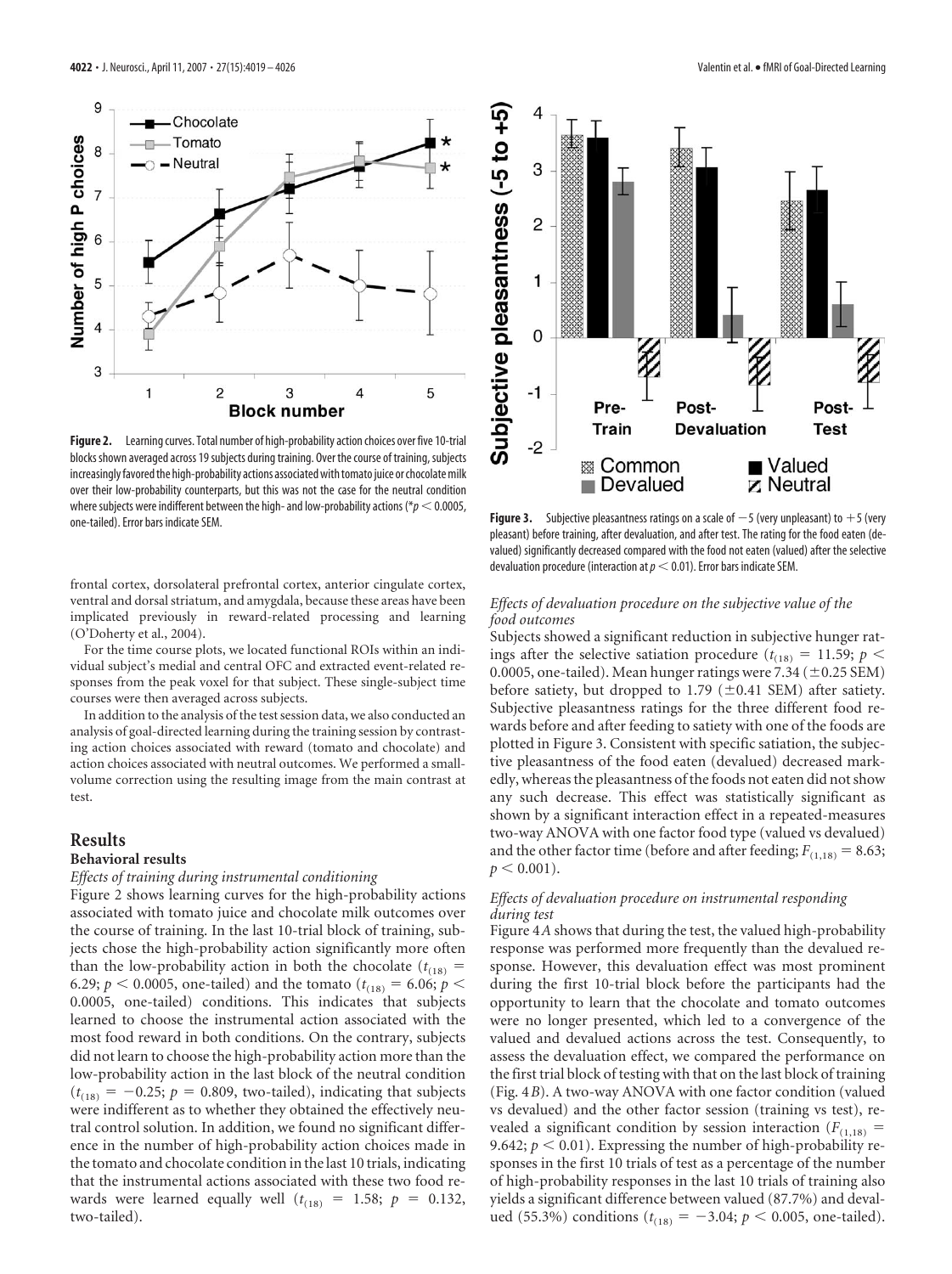**Figure 2.** Learning curves. Total number of high-probability action choices over five 10-trial blocks shown averaged across 19 subjects during training. Over the course of training, subjects increasingly favored the high-probability actions associated with tomato juice or chocolate milk over their low-probability counterparts, but this was not the case for the neutral condition where subjects were indifferent between the high- and low-probability actions (* $p < 0.0005$, one-tailed). Error bars indicate SEM.

**Figure 3.** Subjective pleasantness ratings on a scale of $-5$ (very unpleasant) to $+5$ (very pleasant) before training, after devaluation, and after test. The rating for the food eaten (devalued) significantly decreased compared with the food not eaten (valued) after the selective devaluation procedure (interaction at $p < 0.01$). Error bars indicate SEM.

frontal cortex, dorsolateral prefrontal cortex, anterior cingulate cortex, ventral and dorsal striatum, and amygdala, because these areas have been implicated previously in reward-related processing and learning (O'Doherty et al., 2004).

For the time course plots, we located functional ROIs within an individual subject's medial and central OFC and extracted event-related responses from the peak voxel for that subject. These single-subject time courses were then averaged across subjects.

In addition to the analysis of the test session data, we also conducted an analysis of goal-directed learning during the training session by contrasting action choices associated with reward (tomato and chocolate) and action choices associated with neutral outcomes. We performed a small-volume correction using the resulting image from the main contrast at test.

## Results

### Behavioral results

#### *Effects of training during instrumental conditioning*

Figure 2 shows learning curves for the high-probability actions associated with tomato juice and chocolate milk outcomes over the course of training. In the last 10-trial block of training, subjects chose the high-probability action significantly more often than the low-probability action in both the chocolate ($t_{(18)} = 6.29$; $p < 0.0005$, one-tailed) and the tomato ($t_{(18)} = 6.06$; $p < 0.0005$, one-tailed) conditions. This indicates that subjects learned to choose the instrumental action associated with the most food reward in both conditions. On the contrary, subjects did not learn to choose the high-probability action more than the low-probability action in the last block of the neutral condition ($t_{(18)} = -0.25$; $p = 0.809$, two-tailed), indicating that subjects were indifferent as to whether they obtained the effectively neutral control solution. In addition, we found no significant difference in the number of high-probability action choices made in the tomato and chocolate condition in the last 10 trials, indicating that the instrumental actions associated with these two food rewards were learned equally well ($t_{(18)} = 1.58$; $p = 0.132$, two-tailed).

#### *Effects of devaluation procedure on the subjective value of the food outcomes*

Subjects showed a significant reduction in subjective hunger ratings after the selective satiation procedure ($t_{(18)} = 11.59$; $p < 0.0005$, one-tailed). Mean hunger ratings were 7.34 ($\pm$0.25 SEM) before satiety, but dropped to 1.79 ($\pm$0.41 SEM) after satiety. Subjective pleasantness ratings for the three different food rewards before and after feeding to satiety with one of the foods are plotted in Figure 3. Consistent with specific satiation, the subjective pleasantness of the food eaten (devalued) decreased markedly, whereas the pleasantness of the foods not eaten did not show any such decrease. This effect was statistically significant as shown by a significant interaction effect in a repeated-measures two-way ANOVA with one factor food type (valued vs devalued) and the other factor time (before and after feeding; $F_{(1,18)} = 8.63$; $p < 0.001$).

#### *Effects of devaluation procedure on instrumental responding during test*

Figure 4*A* shows that during the test, the valued high-probability response was performed more frequently than the devalued response. However, this devaluation effect was most prominent during the first 10-trial block before the participants had the opportunity to learn that the chocolate and tomato outcomes were no longer presented, which led to a convergence of the valued and devalued actions across the test. Consequently, to assess the devaluation effect, we compared the performance on the first trial block of testing with that on the last block of training (Fig. 4*B*). A two-way ANOVA with one factor condition (valued vs devalued) and the other factor session (training vs test), revealed a significant condition by session interaction ($F_{(1,18)} = 9.642$; $p < 0.01$). Expressing the number of high-probability responses in the first 10 trials of test as a percentage of the number of high-probability responses in the last 10 trials of training also yields a significant difference between valued (87.7%) and devalued (55.3%) conditions ($t_{(18)} = -3.04$; $p < 0.005$, one-tailed).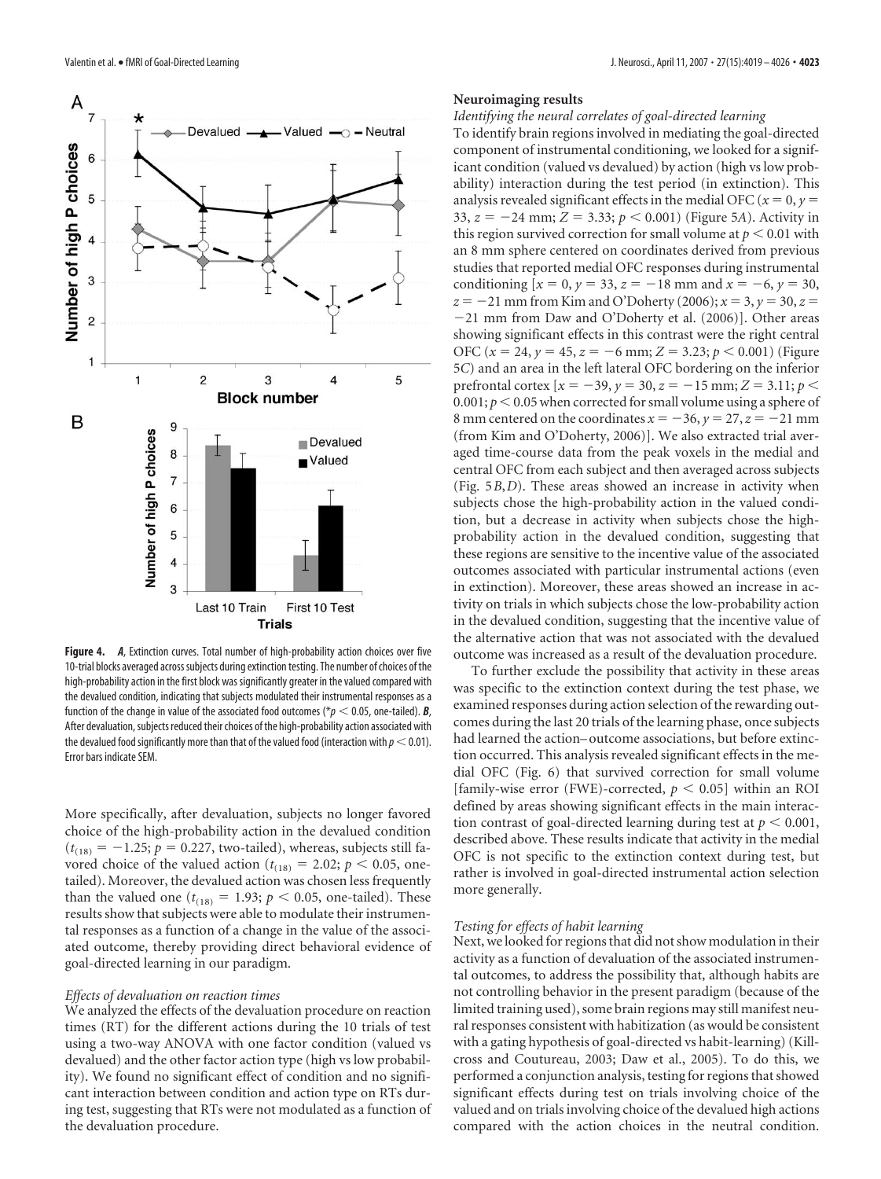**Figure 4.** ***A***, Extinction curves. Total number of high-probability action choices over five 10-trial blocks averaged across subjects during extinction testing. The number of choices of the high-probability action in the first block was significantly greater in the valued compared with the devalued condition, indicating that subjects modulated their instrumental responses as a function of the change in value of the associated food outcomes (*$p < 0.05$, one-tailed). ***B***, After devaluation, subjects reduced their choices of the high-probability action associated with the devalued food significantly more than that of the valued food (interaction with $p < 0.01$). Error bars indicate SEM.

More specifically, after devaluation, subjects no longer favored choice of the high-probability action in the devalued condition ($t_{(18)} = -1.25$; $p = 0.227$, two-tailed), whereas, subjects still favored choice of the valued action ($t_{(18)} = 2.02$; $p < 0.05$, one-tailed). Moreover, the devalued action was chosen less frequently than the valued one ($t_{(18)} = 1.93$; $p < 0.05$, one-tailed). These results show that subjects were able to modulate their instrumental responses as a function of a change in the value of the associated outcome, thereby providing direct behavioral evidence of goal-directed learning in our paradigm.

### *Effects of devaluation on reaction times*

We analyzed the effects of the devaluation procedure on reaction times (RT) for the different actions during the 10 trials of test using a two-way ANOVA with one factor condition (valued vs devalued) and the other factor action type (high vs low probability). We found no significant effect of condition and no significant interaction between condition and action type on RTs during test, suggesting that RTs were not modulated as a function of the devaluation procedure.

## Neuroimaging results

### *Identifying the neural correlates of goal-directed learning*

To identify brain regions involved in mediating the goal-directed component of instrumental conditioning, we looked for a significant condition (valued vs devalued) by action (high vs low probability) interaction during the test period (in extinction). This analysis revealed significant effects in the medial OFC ($x = 0$, $y = 33$, $z = -24$ mm; $Z = 3.33$; $p < 0.001$) (Figure 5*A*). Activity in this region survived correction for small volume at $p < 0.01$ with an 8 mm sphere centered on coordinates derived from previous studies that reported medial OFC responses during instrumental conditioning [$x = 0$, $y = 33$, $z = -18$ mm and $x = -6$, $y = 30$, $z = -21$ mm from Kim and O'Doherty (2006); $x = 3$, $y = 30$, $z = -21$ mm from Daw and O'Doherty et al. (2006)]. Other areas showing significant effects in this contrast were the right central OFC ($x = 24$, $y = 45$, $z = -6$ mm; $Z = 3.23$; $p < 0.001$) (Figure 5*C*) and an area in the left lateral OFC bordering on the inferior prefrontal cortex [$x = -39$, $y = 30$, $z = -15$ mm; $Z = 3.11$; $p < 0.001$; $p < 0.05$ when corrected for small volume using a sphere of 8 mm centered on the coordinates $x = -36$, $y = 27$, $z = -21$ mm (from Kim and O'Doherty, 2006)]. We also extracted trial averaged time-course data from the peak voxels in the medial and central OFC from each subject and then averaged across subjects (Fig. 5*B*,*D*). These areas showed an increase in activity when subjects chose the high-probability action in the valued condition, but a decrease in activity when subjects chose the high-probability action in the devalued condition, suggesting that these regions are sensitive to the incentive value of the associated outcomes associated with particular instrumental actions (even in extinction). Moreover, these areas showed an increase in activity on trials in which subjects chose the low-probability action in the devalued condition, suggesting that the incentive value of the alternative action that was not associated with the devalued outcome was increased as a result of the devaluation procedure.

To further exclude the possibility that activity in these areas was specific to the extinction context during the test phase, we examined responses during action selection of the rewarding outcomes during the last 20 trials of the learning phase, once subjects had learned the action–outcome associations, but before extinction occurred. This analysis revealed significant effects in the medial OFC (Fig. 6) that survived correction for small volume [family-wise error (FWE)-corrected, $p < 0.05$] within an ROI defined by areas showing significant effects in the main interaction contrast of goal-directed learning during test at $p < 0.001$, described above. These results indicate that activity in the medial OFC is not specific to the extinction context during test, but rather is involved in goal-directed instrumental action selection more generally.

### *Testing for effects of habit learning*

Next, we looked for regions that did not show modulation in their activity as a function of devaluation of the associated instrumental outcomes, to address the possibility that, although habits are not controlling behavior in the present paradigm (because of the limited training used), some brain regions may still manifest neural responses consistent with habitization (as would be consistent with a gating hypothesis of goal-directed vs habit-learning) (Killcross and Coutureau, 2003; Daw et al., 2005). To do this, we performed a conjunction analysis, testing for regions that showed significant effects during test on trials involving choice of the valued and on trials involving choice of the devalued high actions compared with the action choices in the neutral condition.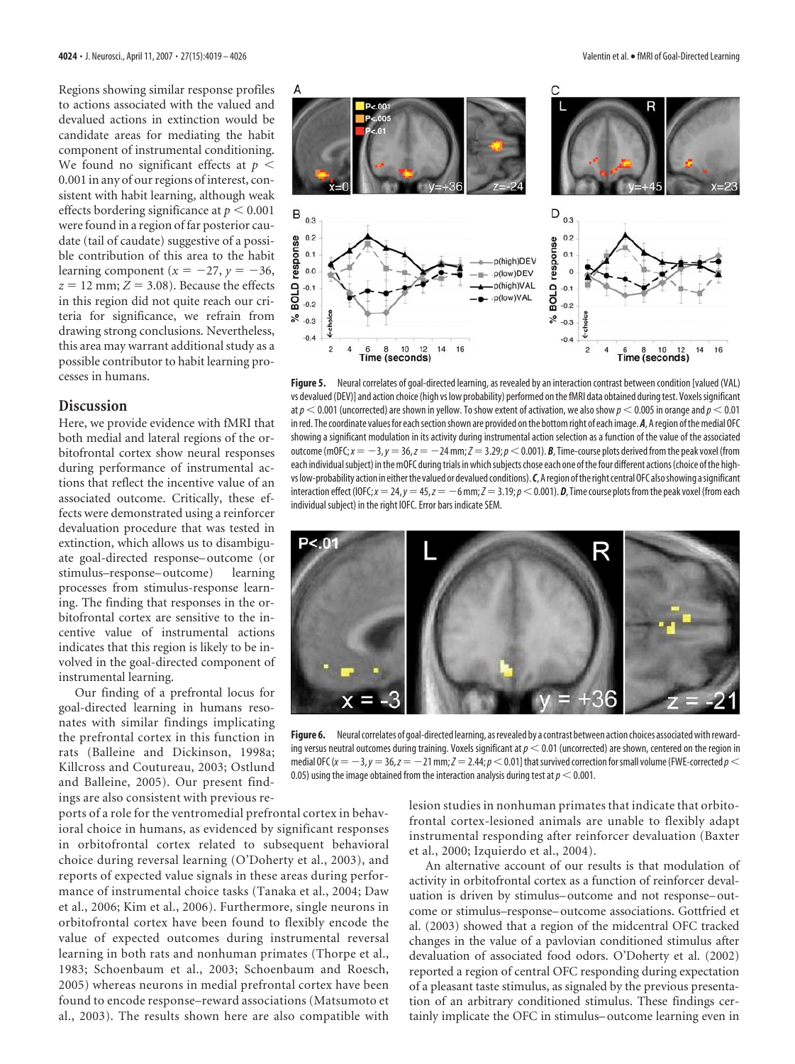Regions showing similar response profiles to actions associated with the valued and devalued actions in extinction would be candidate areas for mediating the habit component of instrumental conditioning. We found no significant effects at $p < 0.001$ in any of our regions of interest, consistent with habit learning, although weak effects bordering significance at $p < 0.001$ were found in a region of far posterior caudate (tail of caudate) suggestive of a possible contribution of this area to the habit learning component ($x = -27$, $y = -36$, $z = 12$ mm; $Z = 3.08$). Because the effects in this region did not quite reach our criteria for significance, we refrain from drawing strong conclusions. Nevertheless, this area may warrant additional study as a possible contributor to habit learning processes in humans.

**Figure 5.** Neural correlates of goal-directed learning, as revealed by an interaction contrast between condition [valued (VAL) vs devalued (DEV)] and action choice (high vs low probability) performed on the fMRI data obtained during test. Voxels significant at $p < 0.001$ (uncorrected) are shown in yellow. To show extent of activation, we also show $p < 0.005$ in orange and $p < 0.01$ in red. The coordinate values for each section shown are provided on the bottom right of each image. ***A***, A region of the medial OFC showing a significant modulation in its activity during instrumental action selection as a function of the value of the associated outcome (mOFC; $x = -3$, $y = 36$, $z = -24$ mm; $Z = 3.29$; $p < 0.001$). ***B***, Time-course plots derived from the peak voxel (from each individual subject) in the mOFC during trials in which subjects chose each one of the four different actions (choice of the high- vs low-probability action in either the valued or devalued conditions). ***C***, A region of the right central OFC also showing a significant interaction effect (lOFC; $x = 24$, $y = 45$, $z = -6$ mm; $Z = 3.19$; $p < 0.001$). ***D***, Time course plots from the peak voxel (from each individual subject) in the right lOFC. Error bars indicate SEM.

**Figure 6.** Neural correlates of goal-directed learning, as revealed by a contrast between action choices associated with rewarding versus neutral outcomes during training. Voxels significant at $p < 0.01$ (uncorrected) are shown, centered on the region in medial OFC ($x = -3$, $y = 36$, $z = -21$ mm; $Z = 2.44$; $p < 0.01$) that survived correction for small volume (FWE-corrected $p < 0.05$) using the image obtained from the interaction analysis during test at $p < 0.001$.

## Discussion

Here, we provide evidence with fMRI that both medial and lateral regions of the orbitofrontal cortex show neural responses during performance of instrumental actions that reflect the incentive value of an associated outcome. Critically, these effects were demonstrated using a reinforcer devaluation procedure that was tested in extinction, which allows us to disambiguate goal-directed response–outcome (or stimulus–response–outcome) learning processes from stimulus-response learning. The finding that responses in the orbitofrontal cortex are sensitive to the incentive value of instrumental actions indicates that this region is likely to be involved in the goal-directed component of instrumental learning.

Our finding of a prefrontal locus for goal-directed learning in humans resonates with similar findings implicating the prefrontal cortex in this function in rats (Balleine and Dickinson, 1998a; Killcross and Coutureau, 2003; Ostlund and Balleine, 2005). Our present findings are also consistent with previous reports of a role for the ventromedial prefrontal cortex in behavioral choice in humans, as evidenced by significant responses in orbitofrontal cortex related to subsequent behavioral choice during reversal learning (O'Doherty et al., 2003), and reports of expected value signals in these areas during performance of instrumental choice tasks (Tanaka et al., 2004; Daw et al., 2006; Kim et al., 2006). Furthermore, single neurons in orbitofrontal cortex have been found to flexibly encode the value of expected outcomes during instrumental reversal learning in both rats and nonhuman primates (Thorpe et al., 1983; Schoenbaum et al., 2003; Schoenbaum and Roesch, 2005) whereas neurons in medial prefrontal cortex have been found to encode response–reward associations (Matsumoto et al., 2003). The results shown here are also compatible with lesion studies in nonhuman primates that indicate that orbitofrontal cortex-lesioned animals are unable to flexibly adapt instrumental responding after reinforcer devaluation (Baxter et al., 2000; Izquierdo et al., 2004).

An alternative account of our results is that modulation of activity in orbitofrontal cortex as a function of reinforcer devaluation is driven by stimulus–outcome and not response–outcome or stimulus–response–outcome associations. Gottfried et al. (2003) showed that a region of the midcentral OFC tracked changes in the value of a pavlovian conditioned stimulus after devaluation of associated food odors. O'Doherty et al. (2002) reported a region of central OFC responding during expectation of a pleasant taste stimulus, as signaled by the previous presentation of an arbitrary conditioned stimulus. These findings certainly implicate the OFC in stimulus–outcome learning even in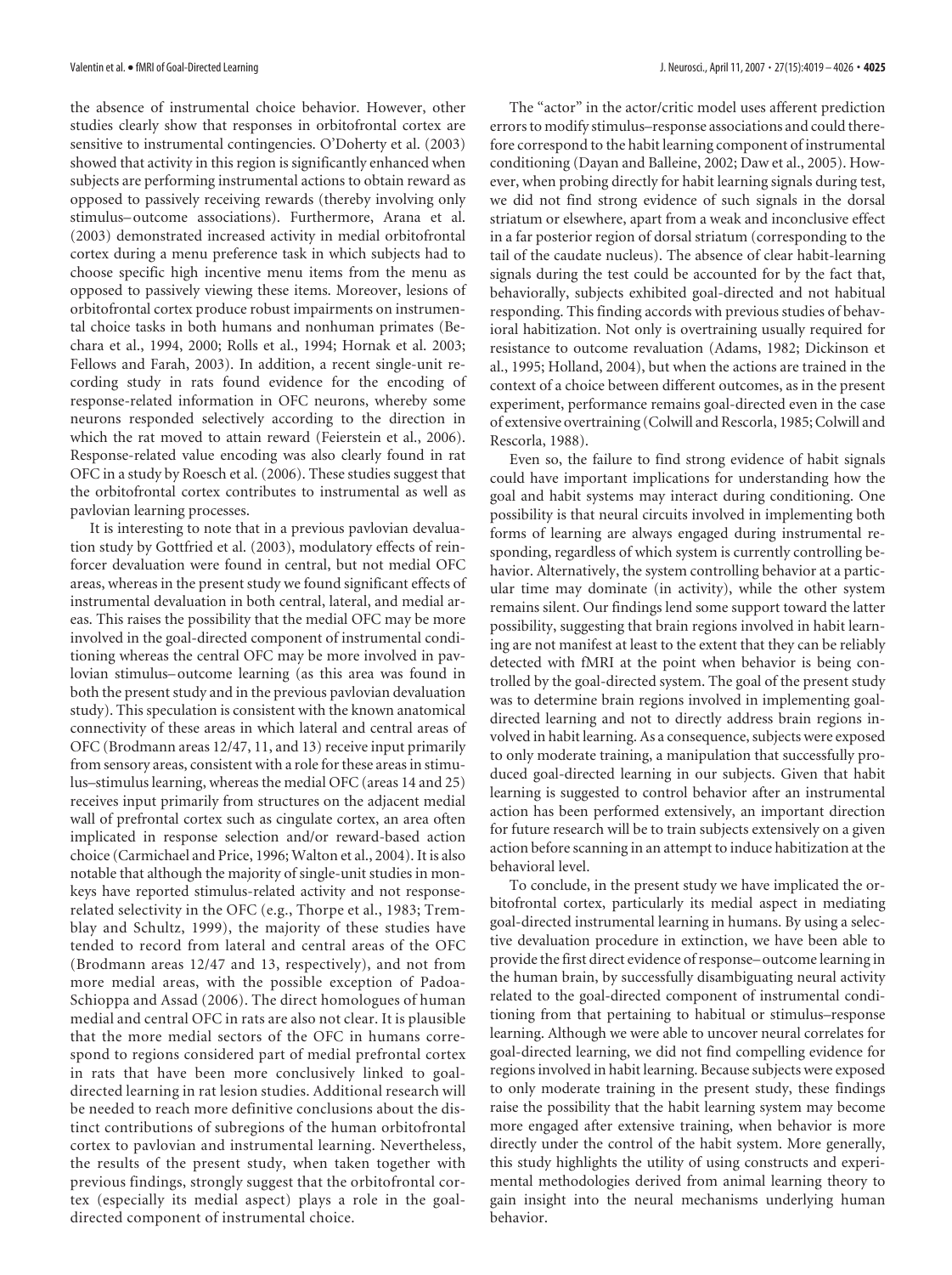the absence of instrumental choice behavior. However, other studies clearly show that responses in orbitofrontal cortex are sensitive to instrumental contingencies. O'Doherty et al. (2003) showed that activity in this region is significantly enhanced when subjects are performing instrumental actions to obtain reward as opposed to passively receiving rewards (thereby involving only stimulus–outcome associations). Furthermore, Arana et al. (2003) demonstrated increased activity in medial orbitofrontal cortex during a menu preference task in which subjects had to choose specific high incentive menu items from the menu as opposed to passively viewing these items. Moreover, lesions of orbitofrontal cortex produce robust impairments on instrumental choice tasks in both humans and nonhuman primates (Bechara et al., 1994, 2000; Rolls et al., 1994; Hornak et al. 2003; Fellows and Farah, 2003). In addition, a recent single-unit recording study in rats found evidence for the encoding of response-related information in OFC neurons, whereby some neurons responded selectively according to the direction in which the rat moved to attain reward (Feierstein et al., 2006). Response-related value encoding was also clearly found in rat OFC in a study by Roesch et al. (2006). These studies suggest that the orbitofrontal cortex contributes to instrumental as well as pavlovian learning processes.

It is interesting to note that in a previous pavlovian devaluation study by Gottfried et al. (2003), modulatory effects of reinforcer devaluation were found in central, but not medial OFC areas, whereas in the present study we found significant effects of instrumental devaluation in both central, lateral, and medial areas. This raises the possibility that the medial OFC may be more involved in the goal-directed component of instrumental conditioning whereas the central OFC may be more involved in pavlovian stimulus–outcome learning (as this area was found in both the present study and in the previous pavlovian devaluation study). This speculation is consistent with the known anatomical connectivity of these areas in which lateral and central areas of OFC (Brodmann areas 12/47, 11, and 13) receive input primarily from sensory areas, consistent with a role for these areas in stimulus–stimulus learning, whereas the medial OFC (areas 14 and 25) receives input primarily from structures on the adjacent medial wall of prefrontal cortex such as cingulate cortex, an area often implicated in response selection and/or reward-based action choice (Carmichael and Price, 1996; Walton et al., 2004). It is also notable that although the majority of single-unit studies in monkeys have reported stimulus-related activity and not response-related selectivity in the OFC (e.g., Thorpe et al., 1983; Tremblay and Schultz, 1999), the majority of these studies have tended to record from lateral and central areas of the OFC (Brodmann areas 12/47 and 13, respectively), and not from more medial areas, with the possible exception of Padoa-Schioppa and Assad (2006). The direct homologues of human medial and central OFC in rats are also not clear. It is plausible that the more medial sectors of the OFC in humans correspond to regions considered part of medial prefrontal cortex in rats that have been more conclusively linked to goal-directed learning in rat lesion studies. Additional research will be needed to reach more definitive conclusions about the distinct contributions of subregions of the human orbitofrontal cortex to pavlovian and instrumental learning. Nevertheless, the results of the present study, when taken together with previous findings, strongly suggest that the orbitofrontal cortex (especially its medial aspect) plays a role in the goal-directed component of instrumental choice.

The "actor" in the actor/critic model uses afferent prediction errors to modify stimulus–response associations and could therefore correspond to the habit learning component of instrumental conditioning (Dayan and Balleine, 2002; Daw et al., 2005). However, when probing directly for habit learning signals during test, we did not find strong evidence of such signals in the dorsal striatum or elsewhere, apart from a weak and inconclusive effect in a far posterior region of dorsal striatum (corresponding to the tail of the caudate nucleus). The absence of clear habit-learning signals during the test could be accounted for by the fact that, behaviorally, subjects exhibited goal-directed and not habitual responding. This finding accords with previous studies of behavioral habitization. Not only is overtraining usually required for resistance to outcome revaluation (Adams, 1982; Dickinson et al., 1995; Holland, 2004), but when the actions are trained in the context of a choice between different outcomes, as in the present experiment, performance remains goal-directed even in the case of extensive overtraining (Colwill and Rescorla, 1985; Colwill and Rescorla, 1988).

Even so, the failure to find strong evidence of habit signals could have important implications for understanding how the goal and habit systems may interact during conditioning. One possibility is that neural circuits involved in implementing both forms of learning are always engaged during instrumental responding, regardless of which system is currently controlling behavior. Alternatively, the system controlling behavior at a particular time may dominate (in activity), while the other system remains silent. Our findings lend some support toward the latter possibility, suggesting that brain regions involved in habit learning are not manifest at least to the extent that they can be reliably detected with fMRI at the point when behavior is being controlled by the goal-directed system. The goal of the present study was to determine brain regions involved in implementing goal-directed learning and not to directly address brain regions involved in habit learning. As a consequence, subjects were exposed to only moderate training, a manipulation that successfully produced goal-directed learning in our subjects. Given that habit learning is suggested to control behavior after an instrumental action has been performed extensively, an important direction for future research will be to train subjects extensively on a given action before scanning in an attempt to induce habitization at the behavioral level.

To conclude, in the present study we have implicated the orbitofrontal cortex, particularly its medial aspect in mediating goal-directed instrumental learning in humans. By using a selective devaluation procedure in extinction, we have been able to provide the first direct evidence of response–outcome learning in the human brain, by successfully disambiguating neural activity related to the goal-directed component of instrumental conditioning from that pertaining to habitual or stimulus–response learning. Although we were able to uncover neural correlates for goal-directed learning, we did not find compelling evidence for regions involved in habit learning. Because subjects were exposed to only moderate training in the present study, these findings raise the possibility that the habit learning system may become more engaged after extensive training, when behavior is more directly under the control of the habit system. More generally, this study highlights the utility of using constructs and experimental methodologies derived from animal learning theory to gain insight into the neural mechanisms underlying human behavior.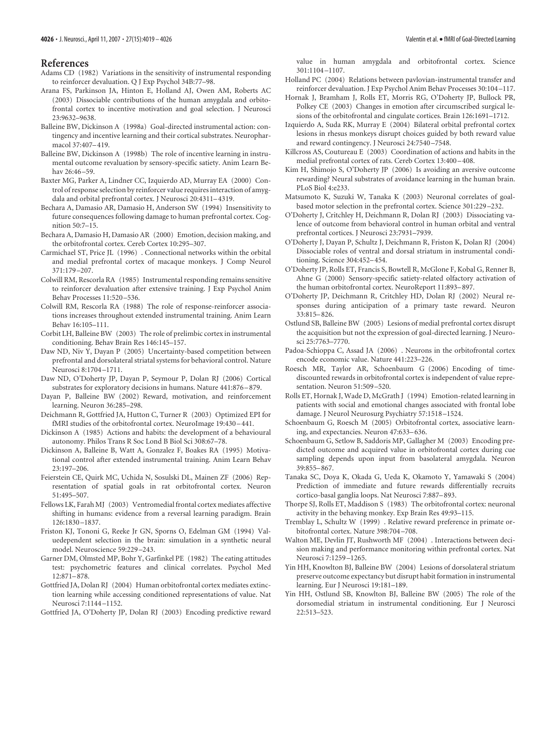## References

Adams CD (1982) Variations in the sensitivity of instrumental responding to reinforcer devaluation. Q J Exp Psychol 34B:77–98.

Arana FS, Parkinson JA, Hinton E, Holland AJ, Owen AM, Roberts AC (2003) Dissociable contributions of the human amygdala and orbitofrontal cortex to incentive motivation and goal selection. J Neurosci 23:9632–9638.

Balleine BW, Dickinson A (1998a) Goal-directed instrumental action: contingency and incentive learning and their cortical substrates. Neuropharmacol 37:407–419.

Balleine BW, Dickinson A (1998b) The role of incentive learning in instrumental outcome revaluation by sensory-specific satiety. Anim Learn Behav 26:46–59.

Baxter MG, Parker A, Lindner CC, Izquierdo AD, Murray EA (2000) Control of response selection by reinforcer value requires interaction of amygdala and orbital prefrontal cortex. J Neurosci 20:4311–4319.

Bechara A, Damasio AR, Damasio H, Anderson SW (1994) Insensitivity to future consequences following damage to human prefrontal cortex. Cognition 50:7–15.

Bechara A, Damasio H, Damasio AR (2000) Emotion, decision making, and the orbitofrontal cortex. Cereb Cortex 10:295–307.

Carmichael ST, Price JL (1996) . Connectional networks within the orbital and medial prefrontal cortex of macaque monkeys. J Comp Neurol 371:179–207.

Colwill RM, Rescorla RA (1985) Instrumental responding remains sensitive to reinforcer devaluation after extensive training. J Exp Psychol Anim Behav Processes 11:520–536.

Colwill RM, Rescorla RA (1988) The role of response-reinforcer associations increases throughout extended instrumental training. Anim Learn Behav 16:105–111.

Corbit LH, Balleine BW (2003) The role of prelimbic cortex in instrumental conditioning. Behav Brain Res 146:145–157.

Daw ND, Niv Y, Dayan P (2005) Uncertainty-based competition between prefrontal and dorsolateral striatal systems for behavioral control. Nature Neurosci 8:1704–1711.

Daw ND, O'Doherty JP, Dayan P, Seymour P, Dolan RJ (2006) Cortical substrates for exploratory decisions in humans. Nature 441:876–879.

Dayan P, Balleine BW (2002) Reward, motivation, and reinforcement learning. Neuron 36:285–298.

Deichmann R, Gottfried JA, Hutton C, Turner R (2003) Optimized EPI for fMRI studies of the orbitofrontal cortex. NeuroImage 19:430–441.

Dickinson A (1985) Actions and habits: the development of a behavioural autonomy. Philos Trans R Soc Lond B Biol Sci 308:67–78.

Dickinson A, Balleine B, Watt A, Gonzalez F, Boakes RA (1995) Motivational control after extended instrumental training. Anim Learn Behav 23:197–206.

Feierstein CE, Quirk MC, Uchida N, Sosulski DL, Mainen ZF (2006) Representation of spatial goals in rat orbitofrontal cortex. Neuron 51:495–507.

Fellows LK, Farah MJ (2003) Ventromedial frontal cortex mediates affective shifting in humans: evidence from a reversal learning paradigm. Brain 126:1830–1837.

Friston KJ, Tononi G, Reeke Jr GN, Sporns O, Edelman GM (1994) Valuedependent selection in the brain: simulation in a synthetic neural model. Neuroscience 59:229–243.

Garner DM, Olmsted MP, Bohr Y, Garfinkel PE (1982) The eating attitudes test: psychometric features and clinical correlates. Psychol Med 12:871–878.

Gottfried JA, Dolan RJ (2004) Human orbitofrontal cortex mediates extinction learning while accessing conditioned representations of value. Nat Neurosci 7:1144–1152.

Gottfried JA, O'Doherty JP, Dolan RJ (2003) Encoding predictive reward value in human amygdala and orbitofrontal cortex. Science 301:1104–1107.

Holland PC (2004) Relations between pavlovian-instrumental transfer and reinforcer devaluation. J Exp Psychol Anim Behav Processes 30:104–117.

Hornak J, Bramham J, Rolls ET, Morris RG, O'Doherty JP, Bullock PR, Polkey CE (2003) Changes in emotion after circumscribed surgical lesions of the orbitofrontal and cingulate cortices. Brain 126:1691–1712.

Izquierdo A, Suda RK, Murray E (2004) Bilateral orbital prefrontal cortex lesions in rhesus monkeys disrupt choices guided by both reward value and reward contingency. J Neurosci 24:7540–7548.

Killcross AS, Coutureau E (2003) Coordination of actions and habits in the medial prefrontal cortex of rats. Cereb Cortex 13:400–408.

Kim H, Shimojo S, O'Doherty JP (2006) Is avoiding an aversive outcome rewarding? Neural substrates of avoidance learning in the human brain. PLoS Biol 4:e233.

Matsumoto K, Suzuki W, Tanaka K (2003) Neuronal correlates of goalbased motor selection in the prefrontal cortex. Science 301:229–232.

O'Doherty J, Critchley H, Deichmann R, Dolan RJ (2003) Dissociating valence of outcome from behavioral control in human orbital and ventral prefrontal cortices. J Neurosci 23:7931–7939.

O'Doherty J, Dayan P, Schultz J, Deichmann R, Friston K, Dolan RJ (2004) Dissociable roles of ventral and dorsal striatum in instrumental conditioning. Science 304:452–454.

O'Doherty JP, Rolls ET, Francis S, Bowtell R, McGlone F, Kobal G, Renner B, Ahne G (2000) Sensory-specific satiety-related olfactory activation of the human orbitofrontal cortex. NeuroReport 11:893–897.

O'Doherty JP, Deichmann R, Critchley HD, Dolan RJ (2002) Neural responses during anticipation of a primary taste reward. Neuron 33:815–826.

Ostlund SB, Balleine BW (2005) Lesions of medial prefrontal cortex disrupt the acquisition but not the expression of goal-directed learning. J Neurosci 25:7763–7770.

Padoa-Schioppa C, Assad JA (2006) . Neurons in the orbitofrontal cortex encode economic value. Nature 441:223–226.

Roesch MR, Taylor AR, Schoenbaum G (2006) Encoding of timediscounted rewards in orbitofrontal cortex is independent of value representation. Neuron 51:509–520.

Rolls ET, Hornak J, Wade D, McGrath J (1994) Emotion-related learning in patients with social and emotional changes associated with frontal lobe damage. J Neurol Neurosurg Psychiatry 57:1518–1524.

Schoenbaum G, Roesch M (2005) Orbitofrontal cortex, associative learning, and expectancies. Neuron 47:633–636.

Schoenbaum G, Setlow B, Saddoris MP, Gallagher M (2003) Encoding predicted outcome and acquired value in orbitofrontal cortex during cue sampling depends upon input from basolateral amygdala. Neuron 39:855–867.

Tanaka SC, Doya K, Okada G, Ueda K, Okamoto Y, Yamawaki S (2004) Prediction of immediate and future rewards differentially recruits cortico-basal ganglia loops. Nat Neurosci 7:887–893.

Thorpe SJ, Rolls ET, Maddison S (1983) The orbitofrontal cortex: neuronal activity in the behaving monkey. Exp Brain Res 49:93–115.

Tremblay L, Schultz W (1999) . Relative reward preference in primate orbitofrontal cortex. Nature 398:704–708.

Walton ME, Devlin JT, Rushworth MF (2004) . Interactions between decision making and performance monitoring within prefrontal cortex. Nat Neurosci 7:1259–1265.

Yin HH, Knowlton BJ, Balleine BW (2004) Lesions of dorsolateral striatum preserve outcome expectancy but disrupt habit formation in instrumental learning. Eur J Neurosci 19:181–189.

Yin HH, Ostlund SB, Knowlton BJ, Balleine BW (2005) The role of the dorsomedial striatum in instrumental conditioning. Eur J Neurosci 22:513–523.